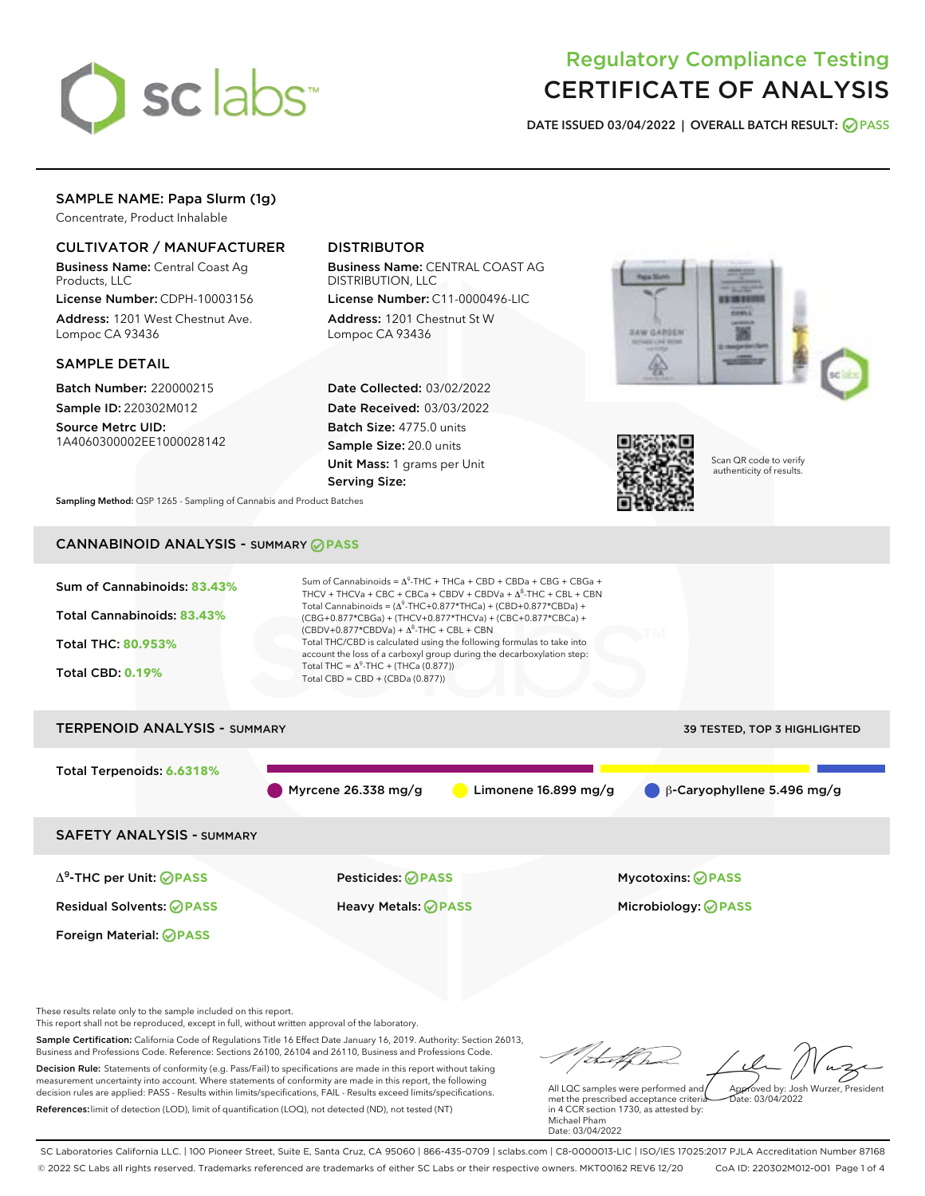# Regulatory Compliance Testing
# CERTIFICATE OF ANALYSIS

**DATE ISSUED 03/04/2022 | OVERALL BATCH RESULT: PASS**

## SAMPLE NAME: Papa Slurm (1g)

Concentrate, Product Inhalable

### CULTIVATOR / MANUFACTURER

**Business Name:** Central Coast Ag Products, LLC

**License Number:** CDPH-10003156

**Address:** 1201 West Chestnut Ave. Lompoc CA 93436

### DISTRIBUTOR

**Business Name:** CENTRAL COAST AG DISTRIBUTION, LLC

**License Number:** C11-0000496-LIC

**Address:** 1201 Chestnut St W Lompoc CA 93436

### SAMPLE DETAIL

**Batch Number:** 220000215

**Sample ID:** 220302M012

**Source Metrc UID:** 1A4060300002EE1000028142

**Date Collected:** 03/02/2022

**Date Received:** 03/03/2022

**Batch Size:** 4775.0 units

**Sample Size:** 20.0 units

**Unit Mass:** 1 grams per Unit

**Serving Size:**

Scan QR code to verify authenticity of results.

**Sampling Method:** QSP 1265 - Sampling of Cannabis and Product Batches

## CANNABINOID ANALYSIS - SUMMARY PASS

**Sum of Cannabinoids:** 83.43%

**Total Cannabinoids:** 83.43%

**Total THC:** 80.953%

**Total CBD:** 0.19%

Sum of Cannabinoids = $\Delta^9$-THC + THCa + CBD + CBDa + CBG + CBGa + THCV + THCVa + CBC + CBCa + CBDV + CBDVa + $\Delta^8$-THC + CBL + CBN

Total Cannabinoids = ($\Delta^9$-THC+0.877*THCa) + (CBD+0.877*CBDa) + (CBG+0.877*CBGa) + (THCV+0.877*THCVa) + (CBC+0.877*CBCa) + (CBDV+0.877*CBDVa) + $\Delta^8$-THC + CBL + CBN

Total THC/CBD is calculated using the following formulas to take into account the loss of a carboxyl group during the decarboxylation step:

Total THC = $\Delta^9$-THC + (THCa (0.877))

Total CBD = CBD + (CBDa (0.877))

## TERPENOID ANALYSIS - SUMMARY

39 TESTED, TOP 3 HIGHLIGHTED

**Total Terpenoids:** 6.6318%

Myrcene 26.338 mg/g | Limonene 16.899 mg/g | β-Caryophyllene 5.496 mg/g

## SAFETY ANALYSIS - SUMMARY

| | | |
|---|---|---|
| $\Delta^9$-THC per Unit: PASS | Pesticides: PASS | Mycotoxins: PASS |
| Residual Solvents: PASS | Heavy Metals: PASS | Microbiology: PASS |
| Foreign Material: PASS | | |

These results relate only to the sample included on this report.
This report shall not be reproduced, except in full, without written approval of the laboratory.

**Sample Certification:** California Code of Regulations Title 16 Effect Date January 16, 2019. Authority: Section 26013, Business and Professions Code. Reference: Sections 26100, 26104 and 26110, Business and Professions Code.

**Decision Rule:** Statements of conformity (e.g. Pass/Fail) to specifications are made in this report without taking measurement uncertainty into account. Where statements of conformity are made in this report, the following decision rules are applied: PASS - Results within limits/specifications, FAIL - Results exceed limits/specifications.

**References:** limit of detection (LOD), limit of quantification (LOQ), not detected (ND), not tested (NT)

All LQC samples were performed and met the prescribed acceptance criteria in 4 CCR section 1730, as attested by: Michael Pham
Date: 03/04/2022

Approved by: Josh Wurzer, President
Date: 03/04/2022

SC Laboratories California LLC. | 100 Pioneer Street, Suite E, Santa Cruz, CA 95060 | 866-435-0709 | sclabs.com | C8-0000013-LIC | ISO/IES 17025:2017 PJLA Accreditation Number 87168
© 2022 SC Labs all rights reserved. Trademarks referenced are trademarks of either SC Labs or their respective owners. MKT00162 REV6 12/20 CoA ID: 220302M012-001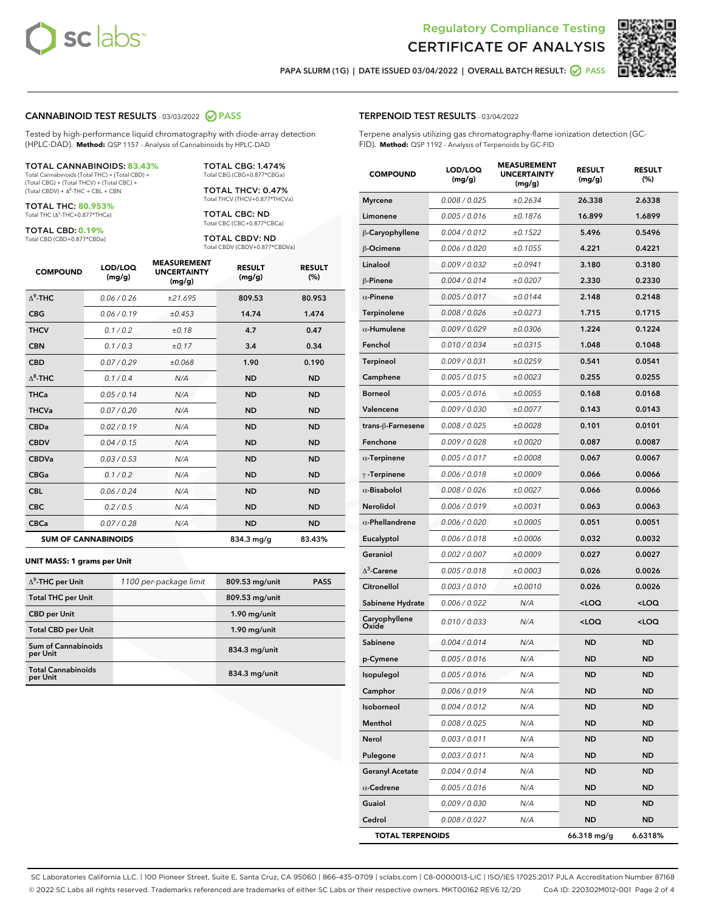# Regulatory Compliance Testing
# CERTIFICATE OF ANALYSIS

PAPA SLURM (1G) | DATE ISSUED 03/04/2022 | OVERALL BATCH RESULT: PASS

## CANNABINOID TEST RESULTS - 03/03/2022 PASS

Tested by high-performance liquid chromatography with diode-array detection (HPLC-DAD). **Method:** QSP 1157 - Analysis of Cannabinoids by HPLC-DAD

**TOTAL CANNABINOIDS: 83.43%**
Total Cannabinoids (Total THC) + (Total CBD) + (Total CBG) + (Total THCV) + (Total CBC) + (Total CBDV) + Δ8-THC + CBL + CBN

**TOTAL THC: 80.953%**
Total THC (Δ9-THC+0.877*THCa)

**TOTAL CBD: 0.19%**
Total CBD (CBD+0.877*CBDa)

**TOTAL CBG: 1.474%**
Total CBG (CBG+0.877*CBGa)

**TOTAL THCV: 0.47%**
Total THCV (THCV+0.877*THCVa)

**TOTAL CBC: ND**
Total CBC (CBC+0.877*CBCa)

**TOTAL CBDV: ND**
Total CBDV (CBDV+0.877*CBDVa)

| COMPOUND | LOD/LOQ (mg/g) | MEASUREMENT UNCERTAINTY (mg/g) | RESULT (mg/g) | RESULT (%) |
|---|---|---|---|---|
| Δ9-THC | 0.06 / 0.26 | ±21.695 | 809.53 | 80.953 |
| CBG | 0.06 / 0.19 | ±0.453 | 14.74 | 1.474 |
| THCV | 0.1 / 0.2 | ±0.18 | 4.7 | 0.47 |
| CBN | 0.1 / 0.3 | ±0.17 | 3.4 | 0.34 |
| CBD | 0.07 / 0.29 | ±0.068 | 1.90 | 0.190 |
| Δ8-THC | 0.1 / 0.4 | N/A | ND | ND |
| THCa | 0.05 / 0.14 | N/A | ND | ND |
| THCVa | 0.07 / 0.20 | N/A | ND | ND |
| CBDa | 0.02 / 0.19 | N/A | ND | ND |
| CBDV | 0.04 / 0.15 | N/A | ND | ND |
| CBDVa | 0.03 / 0.53 | N/A | ND | ND |
| CBGa | 0.1 / 0.2 | N/A | ND | ND |
| CBL | 0.06 / 0.24 | N/A | ND | ND |
| CBC | 0.2 / 0.5 | N/A | ND | ND |
| CBCa | 0.07 / 0.28 | N/A | ND | ND |
| **SUM OF CANNABINOIDS** | | | 834.3 mg/g | 83.43% |

**UNIT MASS: 1 grams per Unit**

| | | | |
|---|---|---|---|
| Δ9-THC per Unit | 1100 per-package limit | 809.53 mg/unit | PASS |
| Total THC per Unit | | 809.53 mg/unit | |
| CBD per Unit | | 1.90 mg/unit | |
| Total CBD per Unit | | 1.90 mg/unit | |
| Sum of Cannabinoids per Unit | | 834.3 mg/unit | |
| Total Cannabinoids per Unit | | 834.3 mg/unit | |

## TERPENOID TEST RESULTS - 03/04/2022

Terpene analysis utilizing gas chromatography-flame ionization detection (GC-FID). **Method:** QSP 1192 - Analysis of Terpenoids by GC-FID

| COMPOUND | LOD/LOQ (mg/g) | MEASUREMENT UNCERTAINTY (mg/g) | RESULT (mg/g) | RESULT (%) |
|---|---|---|---|---|
| Myrcene | 0.008 / 0.025 | ±0.2634 | 26.338 | 2.6338 |
| Limonene | 0.005 / 0.016 | ±0.1876 | 16.899 | 1.6899 |
| β-Caryophyllene | 0.004 / 0.012 | ±0.1522 | 5.496 | 0.5496 |
| β-Ocimene | 0.006 / 0.020 | ±0.1055 | 4.221 | 0.4221 |
| Linalool | 0.009 / 0.032 | ±0.0941 | 3.180 | 0.3180 |
| β-Pinene | 0.004 / 0.014 | ±0.0207 | 2.330 | 0.2330 |
| α-Pinene | 0.005 / 0.017 | ±0.0144 | 2.148 | 0.2148 |
| Terpinolene | 0.008 / 0.026 | ±0.0273 | 1.715 | 0.1715 |
| α-Humulene | 0.009 / 0.029 | ±0.0306 | 1.224 | 0.1224 |
| Fenchol | 0.010 / 0.034 | ±0.0315 | 1.048 | 0.1048 |
| Terpineol | 0.009 / 0.031 | ±0.0259 | 0.541 | 0.0541 |
| Camphene | 0.005 / 0.015 | ±0.0023 | 0.255 | 0.0255 |
| Borneol | 0.005 / 0.016 | ±0.0055 | 0.168 | 0.0168 |
| Valencene | 0.009 / 0.030 | ±0.0077 | 0.143 | 0.0143 |
| trans-β-Farnesene | 0.008 / 0.025 | ±0.0028 | 0.101 | 0.0101 |
| Fenchone | 0.009 / 0.028 | ±0.0020 | 0.087 | 0.0087 |
| α-Terpinene | 0.005 / 0.017 | ±0.0008 | 0.067 | 0.0067 |
| γ-Terpinene | 0.006 / 0.018 | ±0.0009 | 0.066 | 0.0066 |
| α-Bisabolol | 0.008 / 0.026 | ±0.0027 | 0.066 | 0.0066 |
| Nerolidol | 0.006 / 0.019 | ±0.0031 | 0.063 | 0.0063 |
| α-Phellandrene | 0.006 / 0.020 | ±0.0005 | 0.051 | 0.0051 |
| Eucalyptol | 0.006 / 0.018 | ±0.0006 | 0.032 | 0.0032 |
| Geraniol | 0.002 / 0.007 | ±0.0009 | 0.027 | 0.0027 |
| Δ3-Carene | 0.005 / 0.018 | ±0.0003 | 0.026 | 0.0026 |
| Citronellol | 0.003 / 0.010 | ±0.0010 | 0.026 | 0.0026 |
| Sabinene Hydrate | 0.006 / 0.022 | N/A | <LOQ | <LOQ |
| Caryophyllene Oxide | 0.010 / 0.033 | N/A | <LOQ | <LOQ |
| Sabinene | 0.004 / 0.014 | N/A | ND | ND |
| p-Cymene | 0.005 / 0.016 | N/A | ND | ND |
| Isopulegol | 0.005 / 0.016 | N/A | ND | ND |
| Camphor | 0.006 / 0.019 | N/A | ND | ND |
| Isoborneol | 0.004 / 0.012 | N/A | ND | ND |
| Menthol | 0.008 / 0.025 | N/A | ND | ND |
| Nerol | 0.003 / 0.011 | N/A | ND | ND |
| Pulegone | 0.003 / 0.011 | N/A | ND | ND |
| Geranyl Acetate | 0.004 / 0.014 | N/A | ND | ND |
| α-Cedrene | 0.005 / 0.016 | N/A | ND | ND |
| Guaiol | 0.009 / 0.030 | N/A | ND | ND |
| Cedrol | 0.008 / 0.027 | N/A | ND | ND |
| **TOTAL TERPENOIDS** | | | 66.318 mg/g | 6.6318% |

SC Laboratories California LLC. | 100 Pioneer Street, Suite E, Santa Cruz, CA 95060 | 866-435-0709 | sclabs.com | C8-0000013-LIC | ISO/IES 17025:2017 PJLA Accreditation Number 87168
© 2022 SC Labs all rights reserved. Trademarks referenced are trademarks of either SC Labs or their respective owners. MKT00162 REV6 12/20 CoA ID: 220302M012-001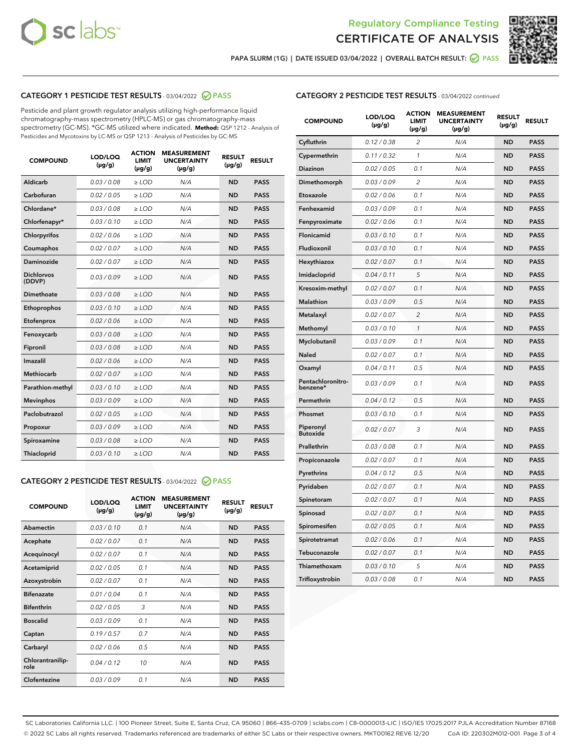# Regulatory Compliance Testing
## CERTIFICATE OF ANALYSIS

PAPA SLURM (1G) | DATE ISSUED 03/04/2022 | OVERALL BATCH RESULT: PASS

### CATEGORY 1 PESTICIDE TEST RESULTS - 03/04/2022 PASS

Pesticide and plant growth regulator analysis utilizing high-performance liquid chromatography-mass spectrometry (HPLC-MS) or gas chromatography-mass spectrometry (GC-MS). *GC-MS utilized where indicated. **Method:** QSP 1212 - Analysis of Pesticides and Mycotoxins by LC-MS or QSP 1213 - Analysis of Pesticides by GC-MS

| COMPOUND | LOD/LOQ (µg/g) | ACTION LIMIT (µg/g) | MEASUREMENT UNCERTAINTY (µg/g) | RESULT (µg/g) | RESULT |
|---|---|---|---|---|---|
| Aldicarb | 0.03 / 0.08 | ≥ LOD | N/A | ND | PASS |
| Carbofuran | 0.02 / 0.05 | ≥ LOD | N/A | ND | PASS |
| Chlordane* | 0.03 / 0.08 | ≥ LOD | N/A | ND | PASS |
| Chlorfenapyr* | 0.03 / 0.10 | ≥ LOD | N/A | ND | PASS |
| Chlorpyrifos | 0.02 / 0.06 | ≥ LOD | N/A | ND | PASS |
| Coumaphos | 0.02 / 0.07 | ≥ LOD | N/A | ND | PASS |
| Daminozide | 0.02 / 0.07 | ≥ LOD | N/A | ND | PASS |
| Dichlorvos (DDVP) | 0.03 / 0.09 | ≥ LOD | N/A | ND | PASS |
| Dimethoate | 0.03 / 0.08 | ≥ LOD | N/A | ND | PASS |
| Ethoprophos | 0.03 / 0.10 | ≥ LOD | N/A | ND | PASS |
| Etofenprox | 0.02 / 0.06 | ≥ LOD | N/A | ND | PASS |
| Fenoxycarb | 0.03 / 0.08 | ≥ LOD | N/A | ND | PASS |
| Fipronil | 0.03 / 0.08 | ≥ LOD | N/A | ND | PASS |
| Imazalil | 0.02 / 0.06 | ≥ LOD | N/A | ND | PASS |
| Methiocarb | 0.02 / 0.07 | ≥ LOD | N/A | ND | PASS |
| Parathion-methyl | 0.03 / 0.10 | ≥ LOD | N/A | ND | PASS |
| Mevinphos | 0.03 / 0.09 | ≥ LOD | N/A | ND | PASS |
| Paclobutrazol | 0.02 / 0.05 | ≥ LOD | N/A | ND | PASS |
| Propoxur | 0.03 / 0.09 | ≥ LOD | N/A | ND | PASS |
| Spiroxamine | 0.03 / 0.08 | ≥ LOD | N/A | ND | PASS |
| Thiacloprid | 0.03 / 0.10 | ≥ LOD | N/A | ND | PASS |

### CATEGORY 2 PESTICIDE TEST RESULTS - 03/04/2022 PASS

| COMPOUND | LOD/LOQ (µg/g) | ACTION LIMIT (µg/g) | MEASUREMENT UNCERTAINTY (µg/g) | RESULT (µg/g) | RESULT |
|---|---|---|---|---|---|
| Abamectin | 0.03 / 0.10 | 0.1 | N/A | ND | PASS |
| Acephate | 0.02 / 0.07 | 0.1 | N/A | ND | PASS |
| Acequinocyl | 0.02 / 0.07 | 0.1 | N/A | ND | PASS |
| Acetamiprid | 0.02 / 0.05 | 0.1 | N/A | ND | PASS |
| Azoxystrobin | 0.02 / 0.07 | 0.1 | N/A | ND | PASS |
| Bifenazate | 0.01 / 0.04 | 0.1 | N/A | ND | PASS |
| Bifenthrin | 0.02 / 0.05 | 3 | N/A | ND | PASS |
| Boscalid | 0.03 / 0.09 | 0.1 | N/A | ND | PASS |
| Captan | 0.19 / 0.57 | 0.7 | N/A | ND | PASS |
| Carbaryl | 0.02 / 0.06 | 0.5 | N/A | ND | PASS |
| Chlorantraniliprole | 0.04 / 0.12 | 10 | N/A | ND | PASS |
| Clofentezine | 0.03 / 0.09 | 0.1 | N/A | ND | PASS |
| Cyfluthrin | 0.12 / 0.38 | 2 | N/A | ND | PASS |
| Cypermethrin | 0.11 / 0.32 | 1 | N/A | ND | PASS |
| Diazinon | 0.02 / 0.05 | 0.1 | N/A | ND | PASS |
| Dimethomorph | 0.03 / 0.09 | 2 | N/A | ND | PASS |
| Etoxazole | 0.02 / 0.06 | 0.1 | N/A | ND | PASS |
| Fenhexamid | 0.03 / 0.09 | 0.1 | N/A | ND | PASS |
| Fenpyroximate | 0.02 / 0.06 | 0.1 | N/A | ND | PASS |
| Flonicamid | 0.03 / 0.10 | 0.1 | N/A | ND | PASS |
| Fludioxonil | 0.03 / 0.10 | 0.1 | N/A | ND | PASS |
| Hexythiazox | 0.02 / 0.07 | 0.1 | N/A | ND | PASS |
| Imidacloprid | 0.04 / 0.11 | 5 | N/A | ND | PASS |
| Kresoxim-methyl | 0.02 / 0.07 | 0.1 | N/A | ND | PASS |
| Malathion | 0.03 / 0.09 | 0.5 | N/A | ND | PASS |
| Metalaxyl | 0.02 / 0.07 | 2 | N/A | ND | PASS |
| Methomyl | 0.03 / 0.10 | 1 | N/A | ND | PASS |
| Myclobutanil | 0.03 / 0.09 | 0.1 | N/A | ND | PASS |
| Naled | 0.02 / 0.07 | 0.1 | N/A | ND | PASS |
| Oxamyl | 0.04 / 0.11 | 0.5 | N/A | ND | PASS |
| Pentachloronitrobenzene* | 0.03 / 0.09 | 0.1 | N/A | ND | PASS |
| Permethrin | 0.04 / 0.12 | 0.5 | N/A | ND | PASS |
| Phosmet | 0.03 / 0.10 | 0.1 | N/A | ND | PASS |
| Piperonyl Butoxide | 0.02 / 0.07 | 3 | N/A | ND | PASS |
| Prallethrin | 0.03 / 0.08 | 0.1 | N/A | ND | PASS |
| Propiconazole | 0.02 / 0.07 | 0.1 | N/A | ND | PASS |
| Pyrethrins | 0.04 / 0.12 | 0.5 | N/A | ND | PASS |
| Pyridaben | 0.02 / 0.07 | 0.1 | N/A | ND | PASS |
| Spinetoram | 0.02 / 0.07 | 0.1 | N/A | ND | PASS |
| Spinosad | 0.02 / 0.07 | 0.1 | N/A | ND | PASS |
| Spiromesifen | 0.02 / 0.05 | 0.1 | N/A | ND | PASS |
| Spirotetramat | 0.02 / 0.06 | 0.1 | N/A | ND | PASS |
| Tebuconazole | 0.02 / 0.07 | 0.1 | N/A | ND | PASS |
| Thiamethoxam | 0.03 / 0.10 | 5 | N/A | ND | PASS |
| Trifloxystrobin | 0.03 / 0.08 | 0.1 | N/A | ND | PASS |

SC Laboratories California LLC. | 100 Pioneer Street, Suite E, Santa Cruz, CA 95060 | 866-435-0709 | sclabs.com | C8-0000013-LIC | ISO/IES 17025:2017 PJLA Accreditation Number 87168
© 2022 SC Labs all rights reserved. Trademarks referenced are trademarks of either SC Labs or their respective owners. MKT00162 REV6 12/20 CoA ID: 220302M012-001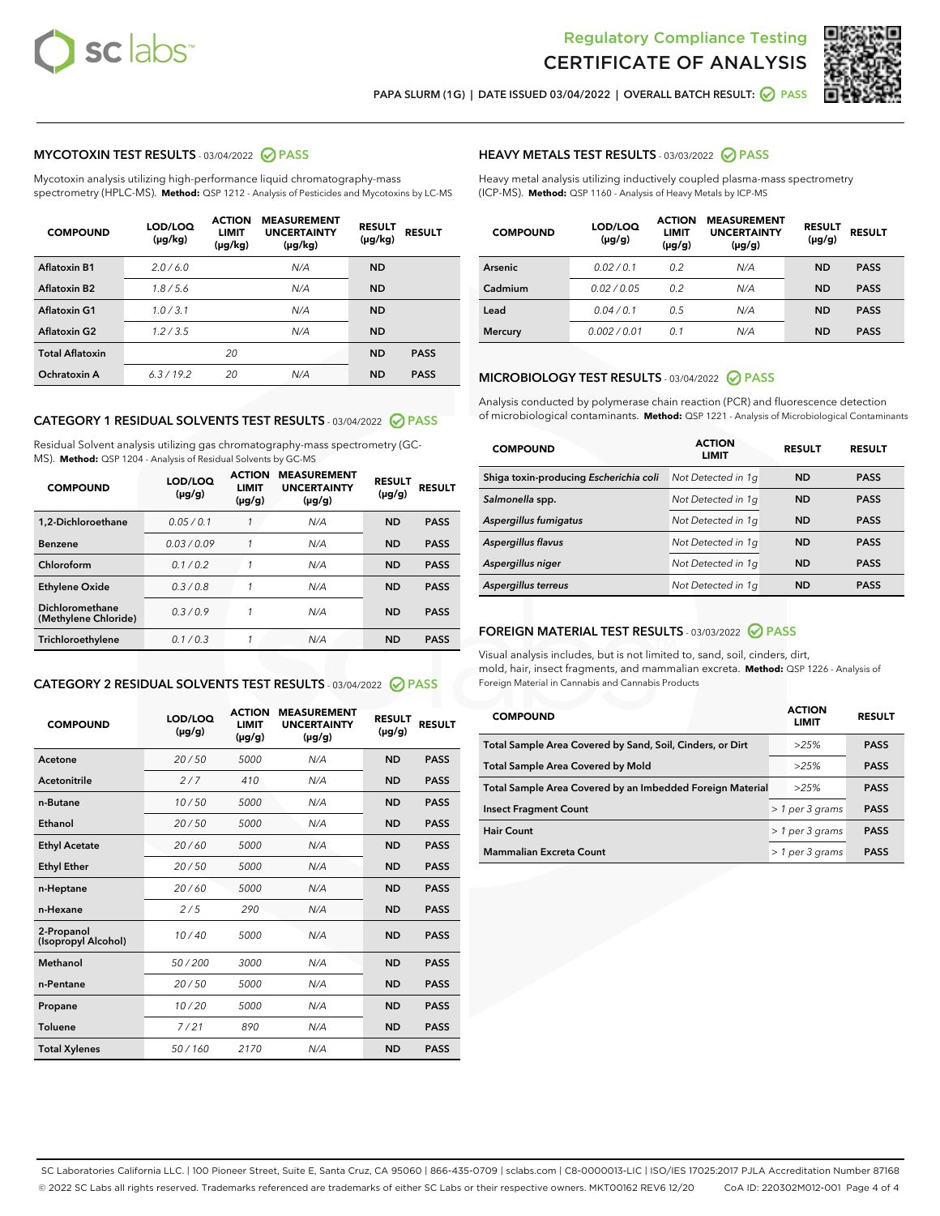Regulatory Compliance Testing

# CERTIFICATE OF ANALYSIS

PAPA SLURM (1G) | DATE ISSUED 03/04/2022 | OVERALL BATCH RESULT: PASS

## MYCOTOXIN TEST RESULTS - 03/04/2022 PASS

Mycotoxin analysis utilizing high-performance liquid chromatography-mass spectrometry (HPLC-MS). **Method:** QSP 1212 - Analysis of Pesticides and Mycotoxins by LC-MS

| COMPOUND | LOD/LOQ (μg/kg) | ACTION LIMIT (μg/kg) | MEASUREMENT UNCERTAINTY (μg/kg) | RESULT (μg/kg) | RESULT |
|---|---|---|---|---|---|
| Aflatoxin B1 | 2.0 / 6.0 | | N/A | ND | |
| Aflatoxin B2 | 1.8 / 5.6 | | N/A | ND | |
| Aflatoxin G1 | 1.0 / 3.1 | | N/A | ND | |
| Aflatoxin G2 | 1.2 / 3.5 | | N/A | ND | |
| Total Aflatoxin | | 20 | | ND | PASS |
| Ochratoxin A | 6.3 / 19.2 | 20 | N/A | ND | PASS |

## CATEGORY 1 RESIDUAL SOLVENTS TEST RESULTS - 03/04/2022 PASS

Residual Solvent analysis utilizing gas chromatography-mass spectrometry (GC-MS). **Method:** QSP 1204 - Analysis of Residual Solvents by GC-MS

| COMPOUND | LOD/LOQ (μg/g) | ACTION LIMIT (μg/g) | MEASUREMENT UNCERTAINTY (μg/g) | RESULT (μg/g) | RESULT |
|---|---|---|---|---|---|
| 1,2-Dichloroethane | 0.05 / 0.1 | 1 | N/A | ND | PASS |
| Benzene | 0.03 / 0.09 | 1 | N/A | ND | PASS |
| Chloroform | 0.1 / 0.2 | 1 | N/A | ND | PASS |
| Ethylene Oxide | 0.3 / 0.8 | 1 | N/A | ND | PASS |
| Dichloromethane (Methylene Chloride) | 0.3 / 0.9 | 1 | N/A | ND | PASS |
| Trichloroethylene | 0.1 / 0.3 | 1 | N/A | ND | PASS |

## CATEGORY 2 RESIDUAL SOLVENTS TEST RESULTS - 03/04/2022 PASS

| COMPOUND | LOD/LOQ (μg/g) | ACTION LIMIT (μg/g) | MEASUREMENT UNCERTAINTY (μg/g) | RESULT (μg/g) | RESULT |
|---|---|---|---|---|---|
| Acetone | 20 / 50 | 5000 | N/A | ND | PASS |
| Acetonitrile | 2 / 7 | 410 | N/A | ND | PASS |
| n-Butane | 10 / 50 | 5000 | N/A | ND | PASS |
| Ethanol | 20 / 50 | 5000 | N/A | ND | PASS |
| Ethyl Acetate | 20 / 60 | 5000 | N/A | ND | PASS |
| Ethyl Ether | 20 / 50 | 5000 | N/A | ND | PASS |
| n-Heptane | 20 / 60 | 5000 | N/A | ND | PASS |
| n-Hexane | 2 / 5 | 290 | N/A | ND | PASS |
| 2-Propanol (Isopropyl Alcohol) | 10 / 40 | 5000 | N/A | ND | PASS |
| Methanol | 50 / 200 | 3000 | N/A | ND | PASS |
| n-Pentane | 20 / 50 | 5000 | N/A | ND | PASS |
| Propane | 10 / 20 | 5000 | N/A | ND | PASS |
| Toluene | 7 / 21 | 890 | N/A | ND | PASS |
| Total Xylenes | 50 / 160 | 2170 | N/A | ND | PASS |

## HEAVY METALS TEST RESULTS - 03/03/2022 PASS

Heavy metal analysis utilizing inductively coupled plasma-mass spectrometry (ICP-MS). **Method:** QSP 1160 - Analysis of Heavy Metals by ICP-MS

| COMPOUND | LOD/LOQ (μg/g) | ACTION LIMIT (μg/g) | MEASUREMENT UNCERTAINTY (μg/g) | RESULT (μg/g) | RESULT |
|---|---|---|---|---|---|
| Arsenic | 0.02 / 0.1 | 0.2 | N/A | ND | PASS |
| Cadmium | 0.02 / 0.05 | 0.2 | N/A | ND | PASS |
| Lead | 0.04 / 0.1 | 0.5 | N/A | ND | PASS |
| Mercury | 0.002 / 0.01 | 0.1 | N/A | ND | PASS |

## MICROBIOLOGY TEST RESULTS - 03/04/2022 PASS

Analysis conducted by polymerase chain reaction (PCR) and fluorescence detection of microbiological contaminants. **Method:** QSP 1221 - Analysis of Microbiological Contaminants

| COMPOUND | ACTION LIMIT | RESULT | RESULT |
|---|---|---|---|
| Shiga toxin-producing *Escherichia coli* | Not Detected in 1g | ND | PASS |
| *Salmonella* spp. | Not Detected in 1g | ND | PASS |
| *Aspergillus fumigatus* | Not Detected in 1g | ND | PASS |
| *Aspergillus flavus* | Not Detected in 1g | ND | PASS |
| *Aspergillus niger* | Not Detected in 1g | ND | PASS |
| *Aspergillus terreus* | Not Detected in 1g | ND | PASS |

## FOREIGN MATERIAL TEST RESULTS - 03/03/2022 PASS

Visual analysis includes, but is not limited to, sand, soil, cinders, dirt, mold, hair, insect fragments, and mammalian excreta. **Method:** QSP 1226 - Analysis of Foreign Material in Cannabis and Cannabis Products

| COMPOUND | ACTION LIMIT | RESULT |
|---|---|---|
| Total Sample Area Covered by Sand, Soil, Cinders, or Dirt | >25% | PASS |
| Total Sample Area Covered by Mold | >25% | PASS |
| Total Sample Area Covered by an Imbedded Foreign Material | >25% | PASS |
| Insect Fragment Count | > 1 per 3 grams | PASS |
| Hair Count | > 1 per 3 grams | PASS |
| Mammalian Excreta Count | > 1 per 3 grams | PASS |

SC Laboratories California LLC. | 100 Pioneer Street, Suite E, Santa Cruz, CA 95060 | 866-435-0709 | sclabs.com | C8-0000013-LIC | ISO/IES 17025:2017 PJLA Accreditation Number 87168
© 2022 SC Labs all rights reserved. Trademarks referenced are trademarks of either SC Labs or their respective owners. MKT00162 REV6 12/20 CoA ID: 220302M012-001